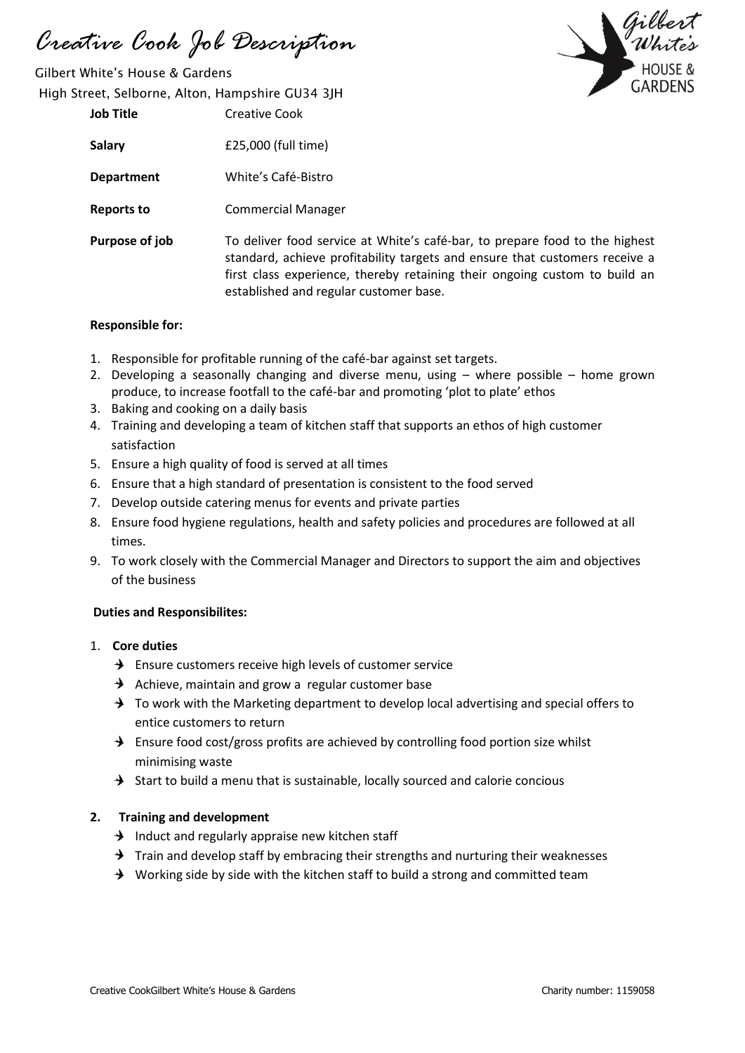# Creative Cook Job Description

Gilbert White's House & Gardens
High Street, Selborne, Alton, Hampshire GU34 3JH

| | |
|---|---|
| **Job Title** | Creative Cook |
| **Salary** | £25,000 (full time) |
| **Department** | White's Café-Bistro |
| **Reports to** | Commercial Manager |
| **Purpose of job** | To deliver food service at White's café-bar, to prepare food to the highest standard, achieve profitability targets and ensure that customers receive a first class experience, thereby retaining their ongoing custom to build an established and regular customer base. |

**Responsible for:**

1. Responsible for profitable running of the café-bar against set targets.
2. Developing a seasonally changing and diverse menu, using – where possible – home grown produce, to increase footfall to the café-bar and promoting 'plot to plate' ethos
3. Baking and cooking on a daily basis
4. Training and developing a team of kitchen staff that supports an ethos of high customer satisfaction
5. Ensure a high quality of food is served at all times
6. Ensure that a high standard of presentation is consistent to the food served
7. Develop outside catering menus for events and private parties
8. Ensure food hygiene regulations, health and safety policies and procedures are followed at all times.
9. To work closely with the Commercial Manager and Directors to support the aim and objectives of the business

**Duties and Responsibilites:**

1. **Core duties**
   - Ensure customers receive high levels of customer service
   - Achieve, maintain and grow a regular customer base
   - To work with the Marketing department to develop local advertising and special offers to entice customers to return
   - Ensure food cost/gross profits are achieved by controlling food portion size whilst minimising waste
   - Start to build a menu that is sustainable, locally sourced and calorie concious

2. **Training and development**
   - Induct and regularly appraise new kitchen staff
   - Train and develop staff by embracing their strengths and nurturing their weaknesses
   - Working side by side with the kitchen staff to build a strong and committed team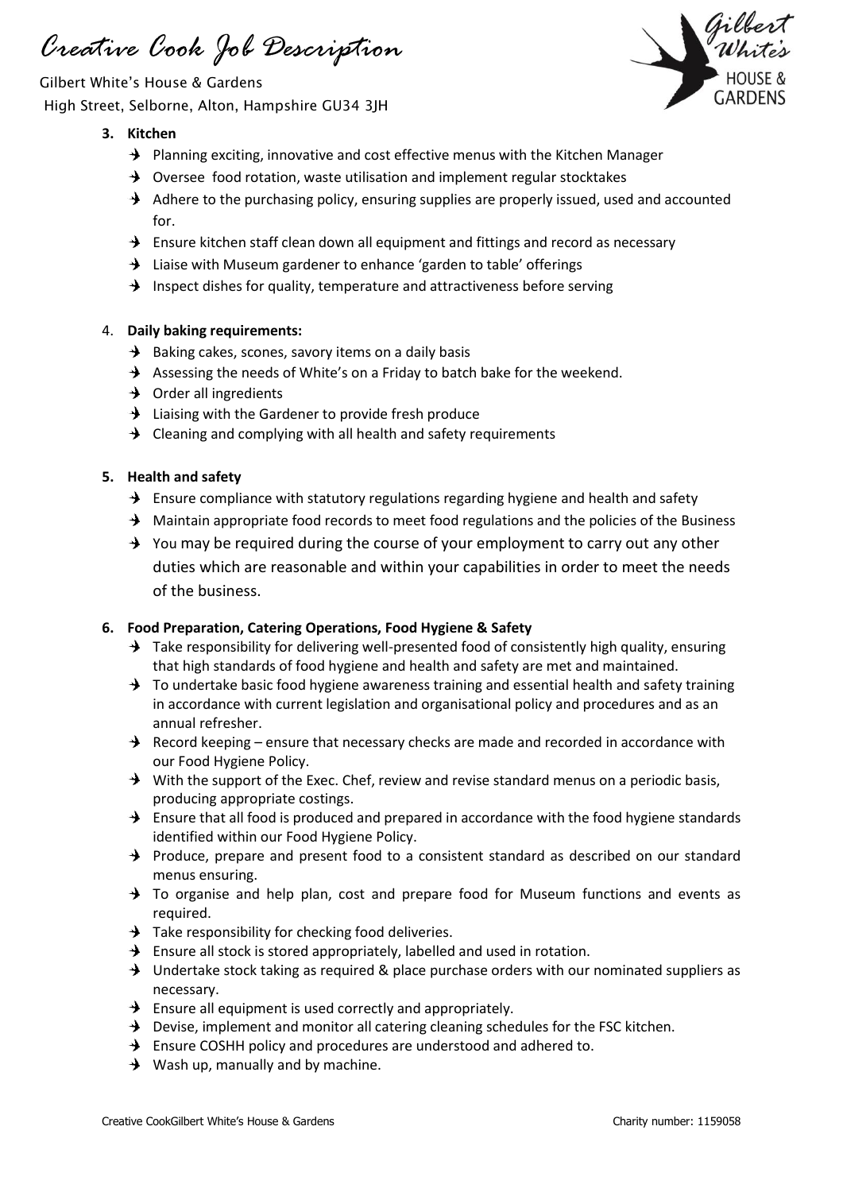3. **Kitchen**
   - Planning exciting, innovative and cost effective menus with the Kitchen Manager
   - Oversee food rotation, waste utilisation and implement regular stocktakes
   - Adhere to the purchasing policy, ensuring supplies are properly issued, used and accounted for.
   - Ensure kitchen staff clean down all equipment and fittings and record as necessary
   - Liaise with Museum gardener to enhance 'garden to table' offerings
   - Inspect dishes for quality, temperature and attractiveness before serving

4. **Daily baking requirements:**
   - Baking cakes, scones, savory items on a daily basis
   - Assessing the needs of White's on a Friday to batch bake for the weekend.
   - Order all ingredients
   - Liaising with the Gardener to provide fresh produce
   - Cleaning and complying with all health and safety requirements

5. **Health and safety**
   - Ensure compliance with statutory regulations regarding hygiene and health and safety
   - Maintain appropriate food records to meet food regulations and the policies of the Business
   - You may be required during the course of your employment to carry out any other duties which are reasonable and within your capabilities in order to meet the needs of the business.

6. **Food Preparation, Catering Operations, Food Hygiene & Safety**
   - Take responsibility for delivering well-presented food of consistently high quality, ensuring that high standards of food hygiene and health and safety are met and maintained.
   - To undertake basic food hygiene awareness training and essential health and safety training in accordance with current legislation and organisational policy and procedures and as an annual refresher.
   - Record keeping – ensure that necessary checks are made and recorded in accordance with our Food Hygiene Policy.
   - With the support of the Exec. Chef, review and revise standard menus on a periodic basis, producing appropriate costings.
   - Ensure that all food is produced and prepared in accordance with the food hygiene standards identified within our Food Hygiene Policy.
   - Produce, prepare and present food to a consistent standard as described on our standard menus ensuring.
   - To organise and help plan, cost and prepare food for Museum functions and events as required.
   - Take responsibility for checking food deliveries.
   - Ensure all stock is stored appropriately, labelled and used in rotation.
   - Undertake stock taking as required & place purchase orders with our nominated suppliers as necessary.
   - Ensure all equipment is used correctly and appropriately.
   - Devise, implement and monitor all catering cleaning schedules for the FSC kitchen.
   - Ensure COSHH policy and procedures are understood and adhered to.
   - Wash up, manually and by machine.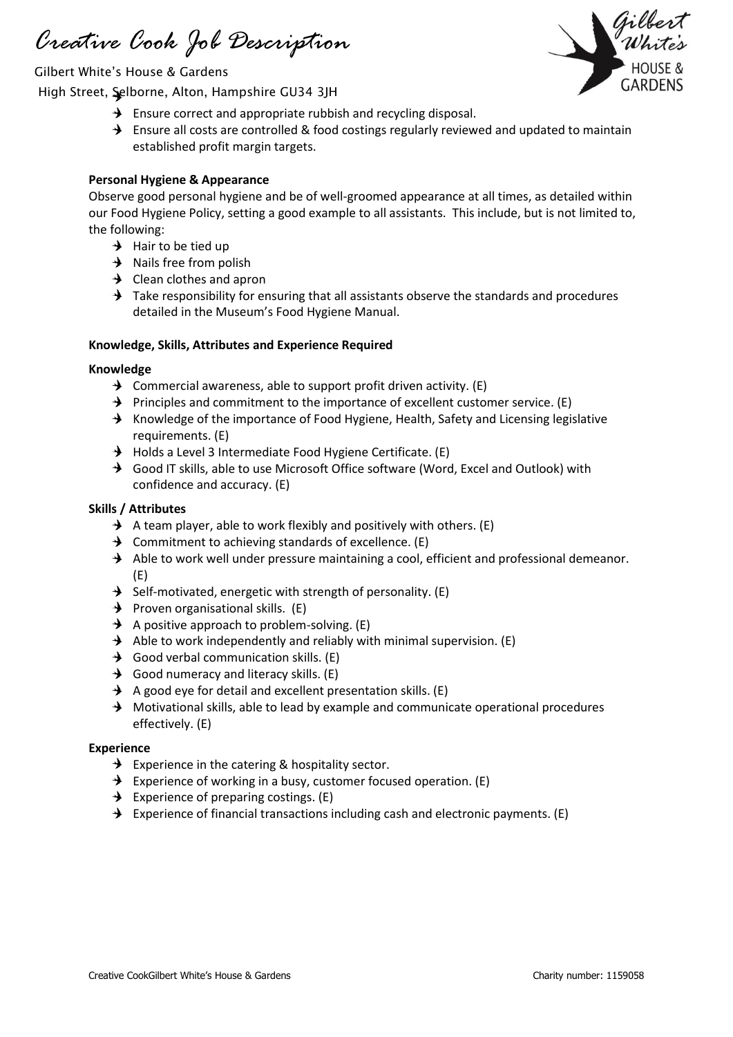- Ensure correct and appropriate rubbish and recycling disposal.
- Ensure all costs are controlled & food costings regularly reviewed and updated to maintain established profit margin targets.

**Personal Hygiene & Appearance**

Observe good personal hygiene and be of well-groomed appearance at all times, as detailed within our Food Hygiene Policy, setting a good example to all assistants. This include, but is not limited to, the following:

- Hair to be tied up
- Nails free from polish
- Clean clothes and apron
- Take responsibility for ensuring that all assistants observe the standards and procedures detailed in the Museum's Food Hygiene Manual.

**Knowledge, Skills, Attributes and Experience Required**

**Knowledge**

- Commercial awareness, able to support profit driven activity. (E)
- Principles and commitment to the importance of excellent customer service. (E)
- Knowledge of the importance of Food Hygiene, Health, Safety and Licensing legislative requirements. (E)
- Holds a Level 3 Intermediate Food Hygiene Certificate. (E)
- Good IT skills, able to use Microsoft Office software (Word, Excel and Outlook) with confidence and accuracy. (E)

**Skills / Attributes**

- A team player, able to work flexibly and positively with others. (E)
- Commitment to achieving standards of excellence. (E)
- Able to work well under pressure maintaining a cool, efficient and professional demeanor. (E)
- Self-motivated, energetic with strength of personality. (E)
- Proven organisational skills. (E)
- A positive approach to problem-solving. (E)
- Able to work independently and reliably with minimal supervision. (E)
- Good verbal communication skills. (E)
- Good numeracy and literacy skills. (E)
- A good eye for detail and excellent presentation skills. (E)
- Motivational skills, able to lead by example and communicate operational procedures effectively. (E)

**Experience**

- Experience in the catering & hospitality sector.
- Experience of working in a busy, customer focused operation. (E)
- Experience of preparing costings. (E)
- Experience of financial transactions including cash and electronic payments. (E)